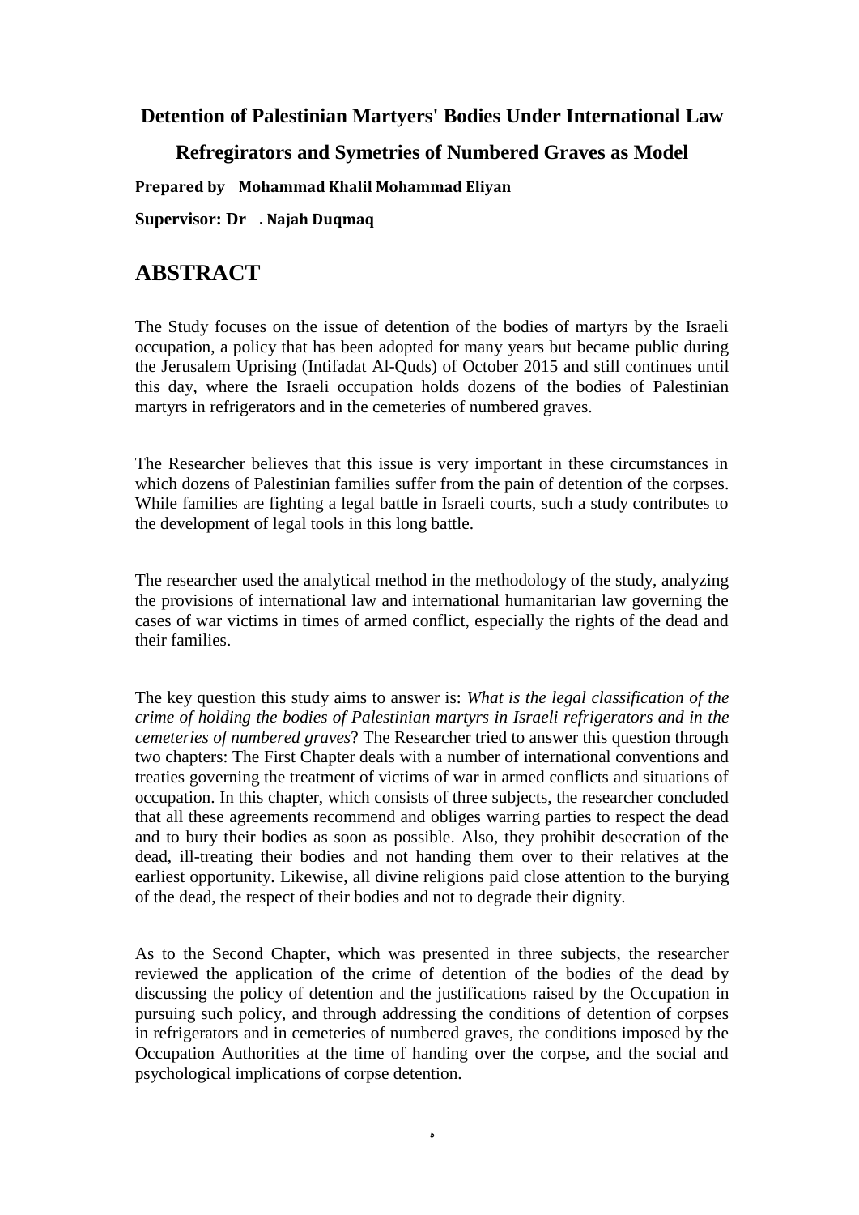**Detention of Palestinian Martyers' Bodies Under International Law**

**Refregirators and Symetries of Numbered Graves as Model**

**Prepared by Mohammad Khalil Mohammad Eliyan**

**Supervisor: Dr . Najah Duqmaq**

# ABSTRACT

The Study focuses on the issue of detention of the bodies of martyrs by the Israeli occupation, a policy that has been adopted for many years but became public during the Jerusalem Uprising (Intifadat Al-Quds) of October 2015 and still continues until this day, where the Israeli occupation holds dozens of the bodies of Palestinian martyrs in refrigerators and in the cemeteries of numbered graves.

The Researcher believes that this issue is very important in these circumstances in which dozens of Palestinian families suffer from the pain of detention of the corpses. While families are fighting a legal battle in Israeli courts, such a study contributes to the development of legal tools in this long battle.

The researcher used the analytical method in the methodology of the study, analyzing the provisions of international law and international humanitarian law governing the cases of war victims in times of armed conflict, especially the rights of the dead and their families.

The key question this study aims to answer is: *What is the legal classification of the crime of holding the bodies of Palestinian martyrs in Israeli refrigerators and in the cemeteries of numbered graves*? The Researcher tried to answer this question through two chapters: The First Chapter deals with a number of international conventions and treaties governing the treatment of victims of war in armed conflicts and situations of occupation. In this chapter, which consists of three subjects, the researcher concluded that all these agreements recommend and obliges warring parties to respect the dead and to bury their bodies as soon as possible. Also, they prohibit desecration of the dead, ill-treating their bodies and not handing them over to their relatives at the earliest opportunity. Likewise, all divine religions paid close attention to the burying of the dead, the respect of their bodies and not to degrade their dignity.

As to the Second Chapter, which was presented in three subjects, the researcher reviewed the application of the crime of detention of the bodies of the dead by discussing the policy of detention and the justifications raised by the Occupation in pursuing such policy, and through addressing the conditions of detention of corpses in refrigerators and in cemeteries of numbered graves, the conditions imposed by the Occupation Authorities at the time of handing over the corpse, and the social and psychological implications of corpse detention.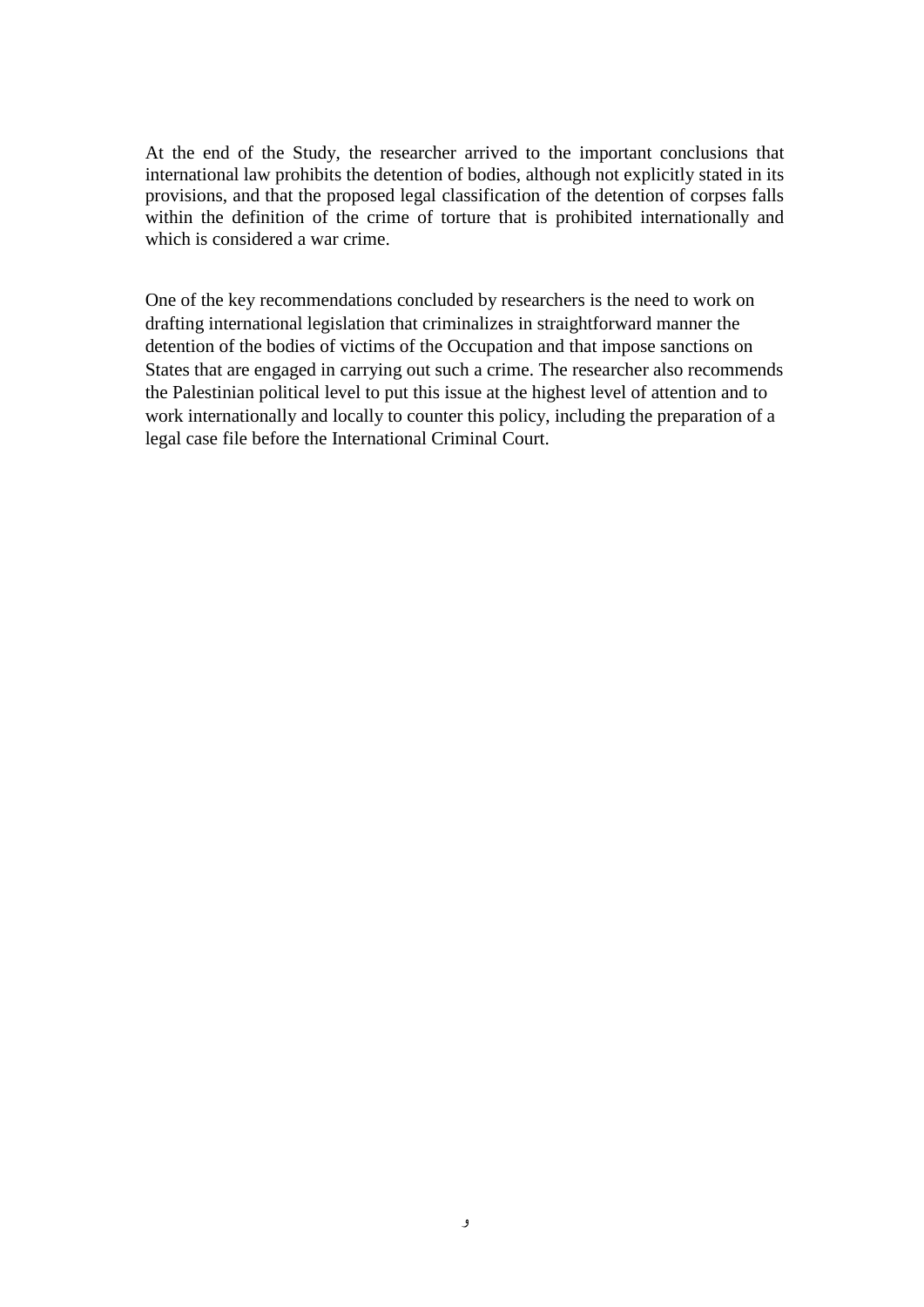At the end of the Study, the researcher arrived to the important conclusions that international law prohibits the detention of bodies, although not explicitly stated in its provisions, and that the proposed legal classification of the detention of corpses falls within the definition of the crime of torture that is prohibited internationally and which is considered a war crime.

One of the key recommendations concluded by researchers is the need to work on drafting international legislation that criminalizes in straightforward manner the detention of the bodies of victims of the Occupation and that impose sanctions on States that are engaged in carrying out such a crime. The researcher also recommends the Palestinian political level to put this issue at the highest level of attention and to work internationally and locally to counter this policy, including the preparation of a legal case file before the International Criminal Court.